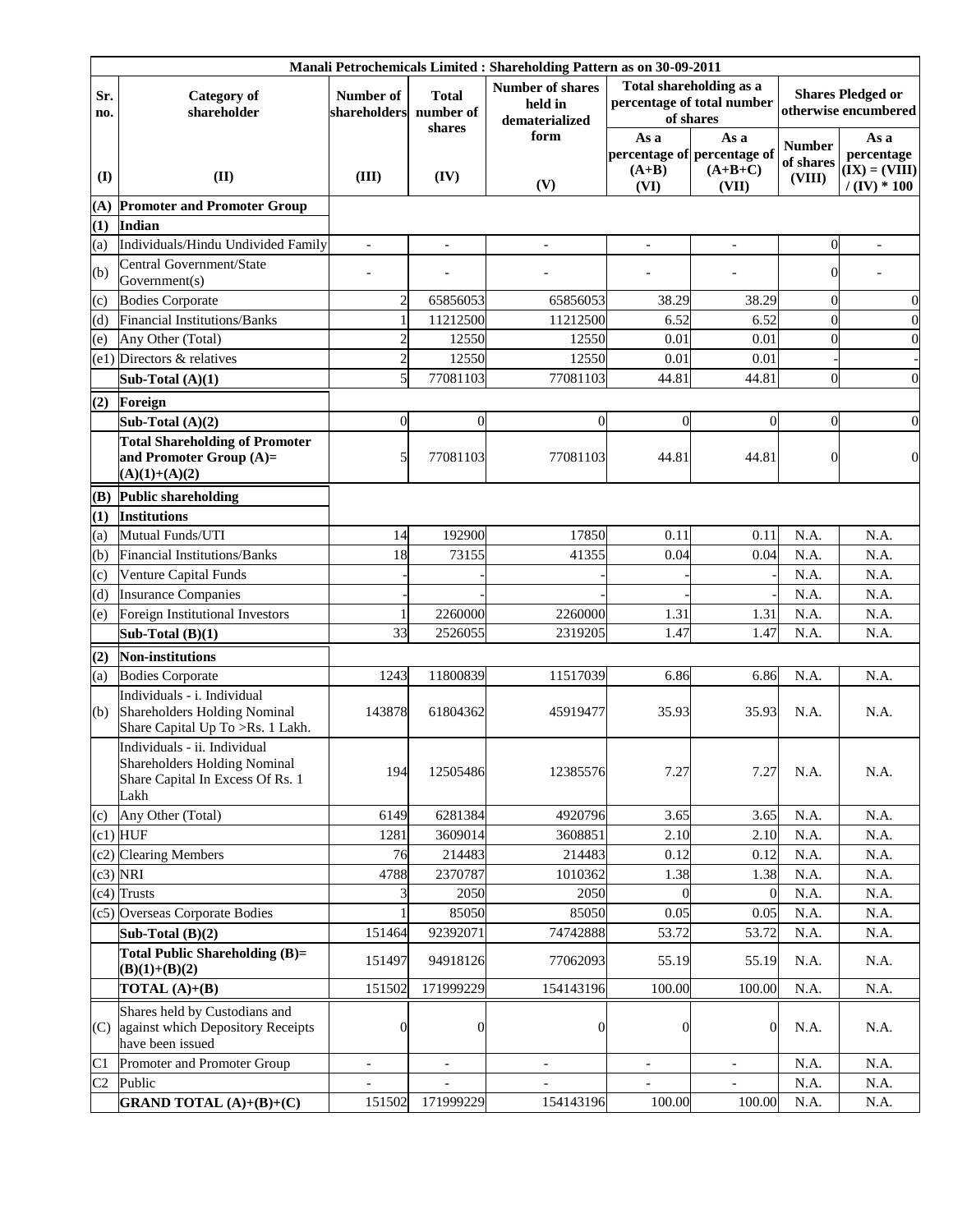| Manali Petrochemicals Limited : Shareholding Pattern as on 30-09-2011 | | | | | | | | |
|---|---|---|---|---|---|---|---|---|
| Sr. no. | Category of shareholder | Number of shareholders | Total number of shares | Number of shares held in dematerialized form | Total shareholding as a percentage of total number of shares | | Shares Pledged or otherwise encumbered | |
| | | | | | As a percentage of (A+B) | As a percentage of (A+B+C) | Number of shares | As a percentage |
| (I) | (II) | (III) | (IV) | (V) | (VI) | (VII) | (VIII) | (IX) = (VIII) / (IV) * 100 |
| (A) | **Promoter and Promoter Group** | | | | | | | |
| (1) | **Indian** | | | | | | | |
| (a) | Individuals/Hindu Undivided Family | - | - | - | - | - | 0 | - |
| (b) | Central Government/State Government(s) | - | - | - | - | - | 0 | - |
| (c) | Bodies Corporate | 2 | 65856053 | 65856053 | 38.29 | 38.29 | 0 | 0 |
| (d) | Financial Institutions/Banks | 1 | 11212500 | 11212500 | 6.52 | 6.52 | 0 | 0 |
| (e) | Any Other (Total) | 2 | 12550 | 12550 | 0.01 | 0.01 | 0 | 0 |
| (e1) | Directors & relatives | 2 | 12550 | 12550 | 0.01 | 0.01 | - | - |
| | **Sub-Total (A)(1)** | 5 | 77081103 | 77081103 | 44.81 | 44.81 | 0 | 0 |
| (2) | **Foreign** | | | | | | | |
| | **Sub-Total (A)(2)** | 0 | 0 | 0 | 0 | 0 | 0 | 0 |
| | **Total Shareholding of Promoter and Promoter Group (A)= (A)(1)+(A)(2)** | 5 | 77081103 | 77081103 | 44.81 | 44.81 | 0 | 0 |
| (B) | **Public shareholding** | | | | | | | |
| (1) | **Institutions** | | | | | | | |
| (a) | Mutual Funds/UTI | 14 | 192900 | 17850 | 0.11 | 0.11 | N.A. | N.A. |
| (b) | Financial Institutions/Banks | 18 | 73155 | 41355 | 0.04 | 0.04 | N.A. | N.A. |
| (c) | Venture Capital Funds | - | - | - | - | - | N.A. | N.A. |
| (d) | Insurance Companies | - | - | - | - | - | N.A. | N.A. |
| (e) | Foreign Institutional Investors | 1 | 2260000 | 2260000 | 1.31 | 1.31 | N.A. | N.A. |
| | **Sub-Total (B)(1)** | 33 | 2526055 | 2319205 | 1.47 | 1.47 | N.A. | N.A. |
| (2) | **Non-institutions** | | | | | | | |
| (a) | Bodies Corporate | 1243 | 11800839 | 11517039 | 6.86 | 6.86 | N.A. | N.A. |
| (b) | Individuals - i. Individual Shareholders Holding Nominal Share Capital Up To >Rs. 1 Lakh. | 143878 | 61804362 | 45919477 | 35.93 | 35.93 | N.A. | N.A. |
| | Individuals - ii. Individual Shareholders Holding Nominal Share Capital In Excess Of Rs. 1 Lakh | 194 | 12505486 | 12385576 | 7.27 | 7.27 | N.A. | N.A. |
| (c) | Any Other (Total) | 6149 | 6281384 | 4920796 | 3.65 | 3.65 | N.A. | N.A. |
| (c1) | HUF | 1281 | 3609014 | 3608851 | 2.10 | 2.10 | N.A. | N.A. |
| (c2) | Clearing Members | 76 | 214483 | 214483 | 0.12 | 0.12 | N.A. | N.A. |
| (c3) | NRI | 4788 | 2370787 | 1010362 | 1.38 | 1.38 | N.A. | N.A. |
| (c4) | Trusts | 3 | 2050 | 2050 | 0 | 0 | N.A. | N.A. |
| (c5) | Overseas Corporate Bodies | 1 | 85050 | 85050 | 0.05 | 0.05 | N.A. | N.A. |
| | **Sub-Total (B)(2)** | 151464 | 92392071 | 74742888 | 53.72 | 53.72 | N.A. | N.A. |
| | **Total Public Shareholding (B)= (B)(1)+(B)(2)** | 151497 | 94918126 | 77062093 | 55.19 | 55.19 | N.A. | N.A. |
| | **TOTAL (A)+(B)** | 151502 | 171999229 | 154143196 | 100.00 | 100.00 | N.A. | N.A. |
| (C) | Shares held by Custodians and against which Depository Receipts have been issued | 0 | 0 | 0 | 0 | 0 | N.A. | N.A. |
| C1 | Promoter and Promoter Group | - | - | - | - | - | N.A. | N.A. |
| C2 | Public | - | - | - | - | - | N.A. | N.A. |
| | **GRAND TOTAL (A)+(B)+(C)** | 151502 | 171999229 | 154143196 | 100.00 | 100.00 | N.A. | N.A. |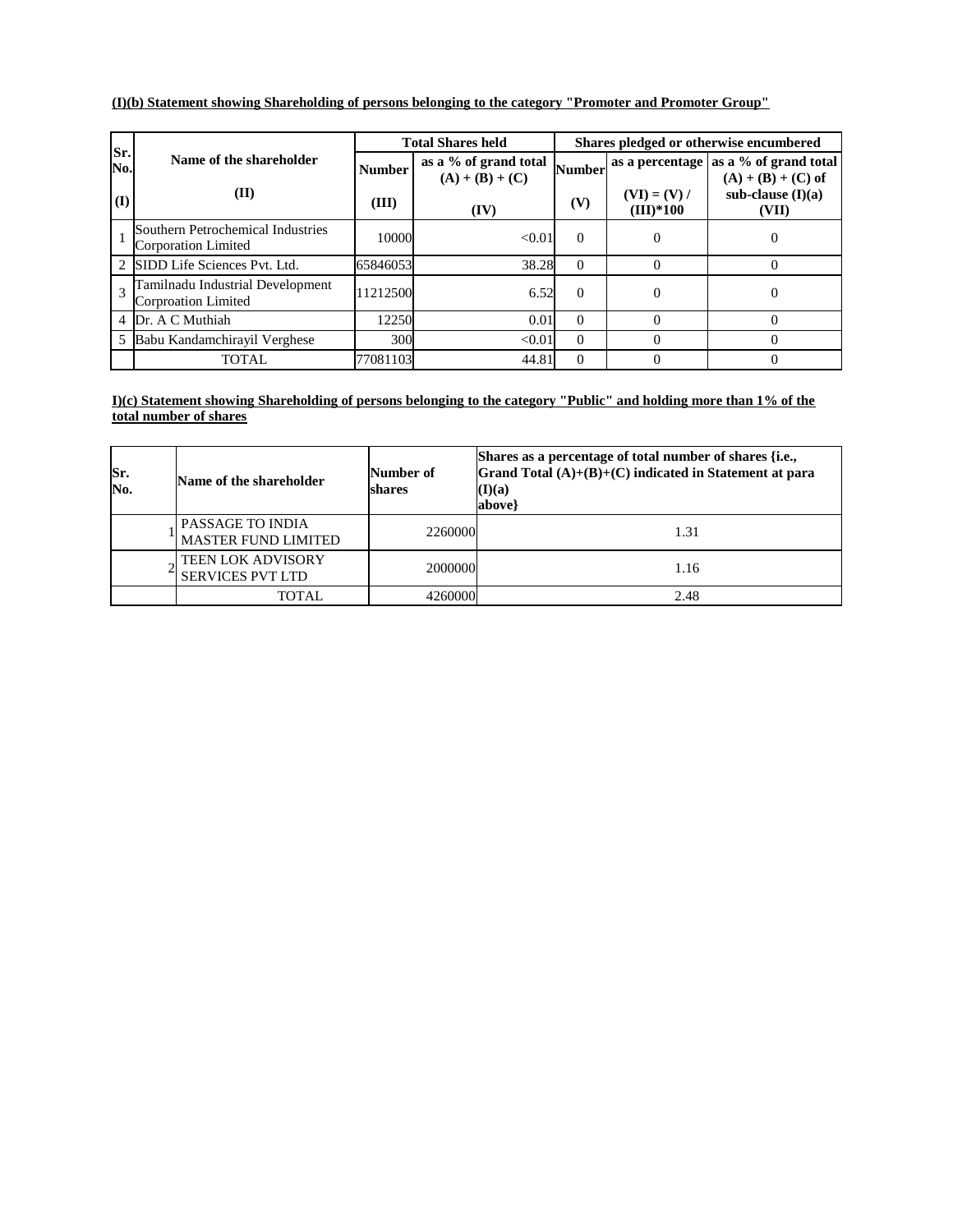**(I)(b) Statement showing Shareholding of persons belonging to the category "Promoter and Promoter Group"**

| Sr. No. (I) | Name of the shareholder (II) | Total Shares held | | Shares pledged or otherwise encumbered | | |
|---|---|---|---|---|---|---|
| | | Number (III) | as a % of grand total (A) + (B) + (C) (IV) | Number (V) | as a percentage (VI) = (V) / (III)*100 | as a % of grand total (A) + (B) + (C) of sub-clause (I)(a) (VII) |
| 1 | Southern Petrochemical Industries Corporation Limited | 10000 | <0.01 | 0 | 0 | 0 |
| 2 | SIDD Life Sciences Pvt. Ltd. | 65846053 | 38.28 | 0 | 0 | 0 |
| 3 | Tamilnadu Industrial Development Corproation Limited | 11212500 | 6.52 | 0 | 0 | 0 |
| 4 | Dr. A C Muthiah | 12250 | 0.01 | 0 | 0 | 0 |
| 5 | Babu Kandamchirayil Verghese | 300 | <0.01 | 0 | 0 | 0 |
| | TOTAL | 77081103 | 44.81 | 0 | 0 | 0 |

**I)(c) Statement showing Shareholding of persons belonging to the category "Public" and holding more than 1% of the total number of shares**

| Sr. No. | Name of the shareholder | Number of shares | Shares as a percentage of total number of shares {i.e., Grand Total (A)+(B)+(C) indicated in Statement at para (I)(a) above} |
|---|---|---|---|
| 1 | PASSAGE TO INDIA MASTER FUND LIMITED | 2260000 | 1.31 |
| 2 | TEEN LOK ADVISORY SERVICES PVT LTD | 2000000 | 1.16 |
| | TOTAL | 4260000 | 2.48 |